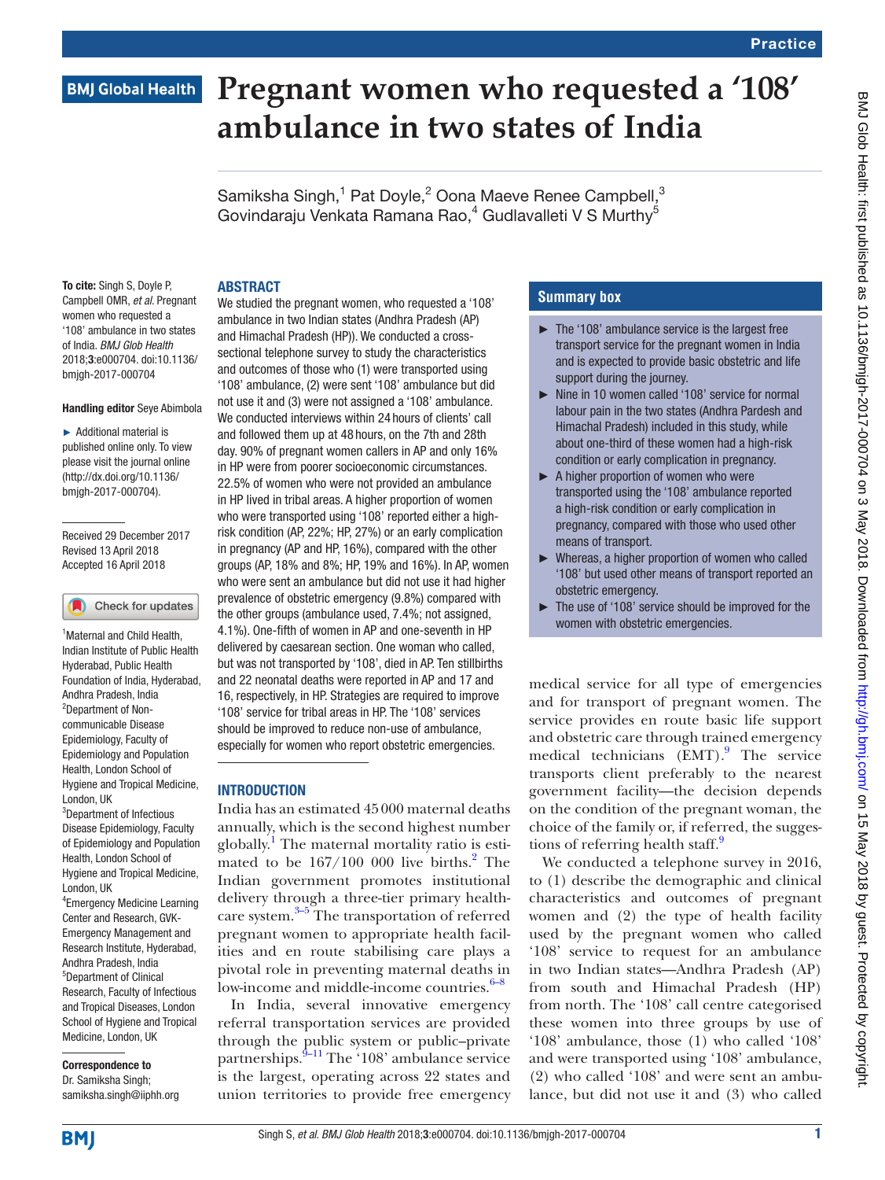Practice

# Pregnant women who requested a '108' ambulance in two states of India

Samiksha Singh,[1] Pat Doyle,[2] Oona Maeve Renee Campbell,[3] Govindaraju Venkata Ramana Rao,[4] Gudlavalleti V S Murthy[5]

**To cite:** Singh S, Doyle P, Campbell OMR, *et al*. Pregnant women who requested a '108' ambulance in two states of India. *BMJ Glob Health* 2018;**3**:e000704. doi:10.1136/bmjgh-2017-000704

**Handling editor** Seye Abimbola

► Additional material is published online only. To view please visit the journal online (http://dx.doi.org/10.1136/bmjgh-2017-000704).

Received 29 December 2017
Revised 13 April 2018
Accepted 16 April 2018

[1]Maternal and Child Health, Indian Institute of Public Health Hyderabad, Public Health Foundation of India, Hyderabad, Andhra Pradesh, India
[2]Department of Non-communicable Disease Epidemiology, Faculty of Epidemiology and Population Health, London School of Hygiene and Tropical Medicine, London, UK
[3]Department of Infectious Disease Epidemiology, Faculty of Epidemiology and Population Health, London School of Hygiene and Tropical Medicine, London, UK
[4]Emergency Medicine Learning Center and Research, GVK-Emergency Management and Research Institute, Hyderabad, Andhra Pradesh, India
[5]Department of Clinical Research, Faculty of Infectious and Tropical Diseases, London School of Hygiene and Tropical Medicine, London, UK

**Correspondence to**
Dr. Samiksha Singh;
samiksha.singh@iiphh.org

## ABSTRACT

We studied the pregnant women, who requested a '108' ambulance in two Indian states (Andhra Pradesh (AP) and Himachal Pradesh (HP)). We conducted a cross-sectional telephone survey to study the characteristics and outcomes of those who (1) were transported using '108' ambulance, (2) were sent '108' ambulance but did not use it and (3) were not assigned a '108' ambulance. We conducted interviews within 24 hours of clients' call and followed them up at 48 hours, on the 7th and 28th day. 90% of pregnant women callers in AP and only 16% in HP were from poorer socioeconomic circumstances. 22.5% of women who were not provided an ambulance in HP lived in tribal areas. A higher proportion of women who were transported using '108' reported either a high-risk condition (AP, 22%; HP, 27%) or an early complication in pregnancy (AP and HP, 16%), compared with the other groups (AP, 18% and 8%; HP, 19% and 16%). In AP, women who were sent an ambulance but did not use it had higher prevalence of obstetric emergency (9.8%) compared with the other groups (ambulance used, 7.4%; not assigned, 4.1%). One-fifth of women in AP and one-seventh in HP delivered by caesarean section. One woman who called, but was not transported by '108', died in AP. Ten stillbirths and 22 neonatal deaths were reported in AP and 17 and 16, respectively, in HP. Strategies are required to improve '108' service for tribal areas in HP. The '108' services should be improved to reduce non-use of ambulance, especially for women who report obstetric emergencies.

## INTRODUCTION

India has an estimated 45 000 maternal deaths annually, which is the second highest number globally.[1] The maternal mortality ratio is estimated to be 167/100 000 live births.[2] The Indian government promotes institutional delivery through a three-tier primary healthcare system.[3–5] The transportation of referred pregnant women to appropriate health facilities and en route stabilising care plays a pivotal role in preventing maternal deaths in low-income and middle-income countries.[6–8]

In India, several innovative emergency referral transportation services are provided through the public system or public–private partnerships.[9–11] The '108' ambulance service is the largest, operating across 22 states and union territories to provide free emergency medical service for all type of emergencies and for transport of pregnant women. The service provides en route basic life support and obstetric care through trained emergency medical technicians (EMT).[9] The service transports client preferably to the nearest government facility—the decision depends on the condition of the pregnant woman, the choice of the family or, if referred, the suggestions of referring health staff.[9]

We conducted a telephone survey in 2016, to (1) describe the demographic and clinical characteristics and outcomes of pregnant women and (2) the type of health facility used by the pregnant women who called '108' service to request for an ambulance in two Indian states—Andhra Pradesh (AP) from south and Himachal Pradesh (HP) from north. The '108' call centre categorised these women into three groups by use of '108' ambulance, those (1) who called '108' and were transported using '108' ambulance, (2) who called '108' and were sent an ambulance, but did not use it and (3) who called

## Summary box

- ► The '108' ambulance service is the largest free transport service for the pregnant women in India and is expected to provide basic obstetric and life support during the journey.
- ► Nine in 10 women called '108' service for normal labour pain in the two states (Andhra Pardesh and Himachal Pradesh) included in this study, while about one-third of these women had a high-risk condition or early complication in pregnancy.
- ► A higher proportion of women who were transported using the '108' ambulance reported a high-risk condition or early complication in pregnancy, compared with those who used other means of transport.
- ► Whereas, a higher proportion of women who called '108' but used other means of transport reported an obstetric emergency.
- ► The use of '108' service should be improved for the women with obstetric emergencies.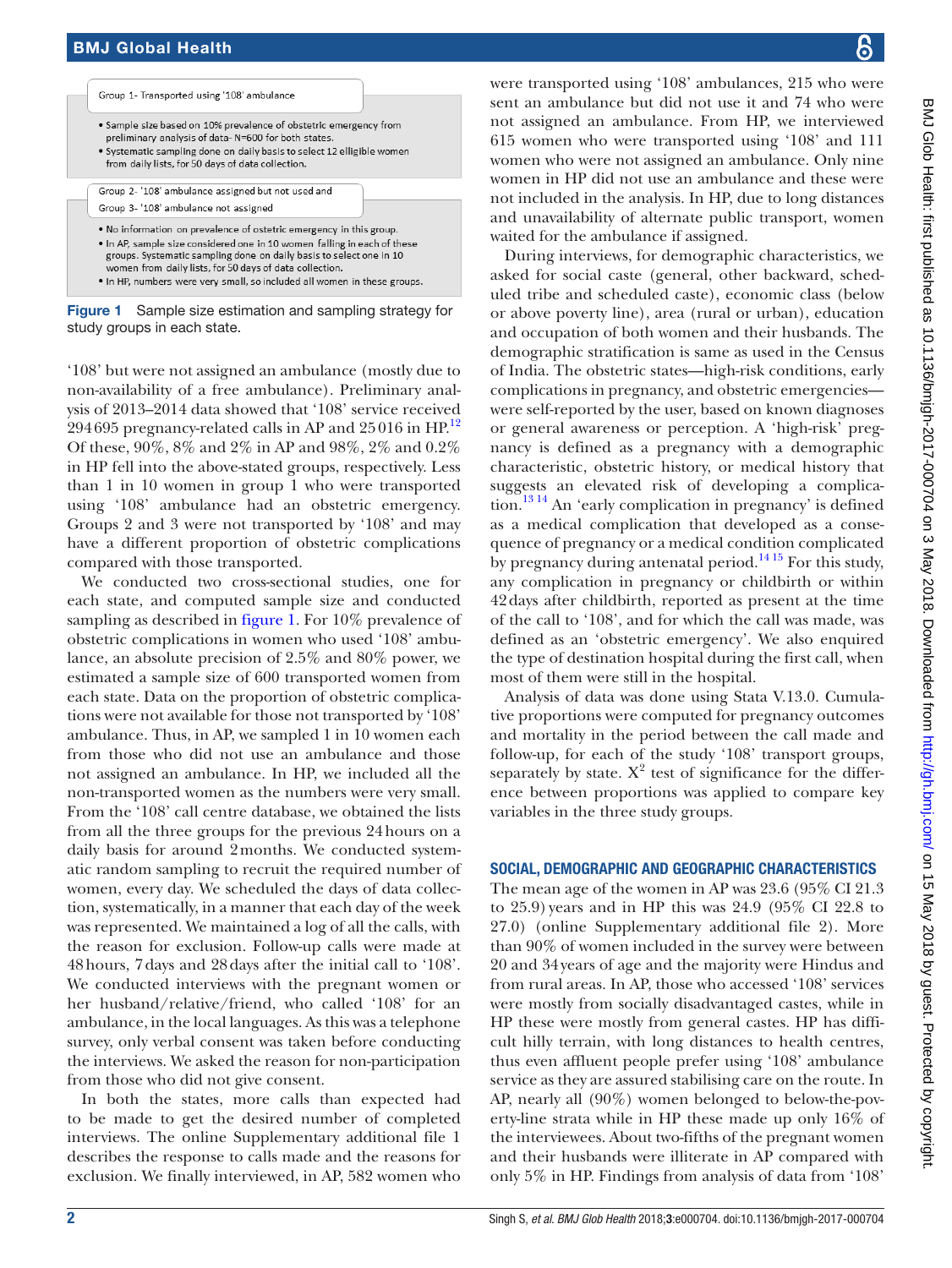Group 1- Transported using '108' ambulance

- Sample size based on 10% prevalence of obstetric emergency from preliminary analysis of data- N=600 for both states.
- Systematic sampling done on daily basis to select 12 elligible women from daily lists, for 50 days of data collection.

Group 2- '108' ambulance assigned but not used and

Group 3- '108' ambulance not assigned

- No information on prevalence of ostetric emergency in this group.
- In AP, sample size considered one in 10 women falling in each of these groups. Systematic sampling done on daily basis to select one in 10 women from daily lists, for 50 days of data collection.
- In HP, numbers were very small, so included all women in these groups.

**Figure 1** Sample size estimation and sampling strategy for study groups in each state.

'108' but were not assigned an ambulance (mostly due to non-availability of a free ambulance). Preliminary analysis of 2013–2014 data showed that '108' service received 294 695 pregnancy-related calls in AP and 25 016 in HP.[12] Of these, 90%, 8% and 2% in AP and 98%, 2% and 0.2% in HP fell into the above-stated groups, respectively. Less than 1 in 10 women in group 1 who were transported using '108' ambulance had an obstetric emergency. Groups 2 and 3 were not transported by '108' and may have a different proportion of obstetric complications compared with those transported.

We conducted two cross-sectional studies, one for each state, and computed sample size and conducted sampling as described in figure 1. For 10% prevalence of obstetric complications in women who used '108' ambulance, an absolute precision of 2.5% and 80% power, we estimated a sample size of 600 transported women from each state. Data on the proportion of obstetric complications were not available for those not transported by '108' ambulance. Thus, in AP, we sampled 1 in 10 women each from those who did not use an ambulance and those not assigned an ambulance. In HP, we included all the non-transported women as the numbers were very small. From the '108' call centre database, we obtained the lists from all the three groups for the previous 24 hours on a daily basis for around 2 months. We conducted systematic random sampling to recruit the required number of women, every day. We scheduled the days of data collection, systematically, in a manner that each day of the week was represented. We maintained a log of all the calls, with the reason for exclusion. Follow-up calls were made at 48 hours, 7 days and 28 days after the initial call to '108'. We conducted interviews with the pregnant women or her husband/relative/friend, who called '108' for an ambulance, in the local languages. As this was a telephone survey, only verbal consent was taken before conducting the interviews. We asked the reason for non-participation from those who did not give consent.

In both the states, more calls than expected had to be made to get the desired number of completed interviews. The online Supplementary additional file 1 describes the response to calls made and the reasons for exclusion. We finally interviewed, in AP, 582 women who were transported using '108' ambulances, 215 who were sent an ambulance but did not use it and 74 who were not assigned an ambulance. From HP, we interviewed 615 women who were transported using '108' and 111 women who were not assigned an ambulance. Only nine women in HP did not use an ambulance and these were not included in the analysis. In HP, due to long distances and unavailability of alternate public transport, women waited for the ambulance if assigned.

During interviews, for demographic characteristics, we asked for social caste (general, other backward, scheduled tribe and scheduled caste), economic class (below or above poverty line), area (rural or urban), education and occupation of both women and their husbands. The demographic stratification is same as used in the Census of India. The obstetric states—high-risk conditions, early complications in pregnancy, and obstetric emergencies—were self-reported by the user, based on known diagnoses or general awareness or perception. A 'high-risk' pregnancy is defined as a pregnancy with a demographic characteristic, obstetric history, or medical history that suggests an elevated risk of developing a complication.[13 14] An 'early complication in pregnancy' is defined as a medical complication that developed as a consequence of pregnancy or a medical condition complicated by pregnancy during antenatal period.[14 15] For this study, any complication in pregnancy or childbirth or within 42 days after childbirth, reported as present at the time of the call to '108', and for which the call was made, was defined as an 'obstetric emergency'. We also enquired the type of destination hospital during the first call, when most of them were still in the hospital.

Analysis of data was done using Stata V.13.0. Cumulative proportions were computed for pregnancy outcomes and mortality in the period between the call made and follow-up, for each of the study '108' transport groups, separately by state. $X^2$ test of significance for the difference between proportions was applied to compare key variables in the three study groups.

## SOCIAL, DEMOGRAPHIC AND GEOGRAPHIC CHARACTERISTICS

The mean age of the women in AP was 23.6 (95% CI 21.3 to 25.9) years and in HP this was 24.9 (95% CI 22.8 to 27.0) (online Supplementary additional file 2). More than 90% of women included in the survey were between 20 and 34 years of age and the majority were Hindus and from rural areas. In AP, those who accessed '108' services were mostly from socially disadvantaged castes, while in HP these were mostly from general castes. HP has difficult hilly terrain, with long distances to health centres, thus even affluent people prefer using '108' ambulance service as they are assured stabilising care on the route. In AP, nearly all (90%) women belonged to below-the-poverty-line strata while in HP these made up only 16% of the interviewees. About two-fifths of the pregnant women and their husbands were illiterate in AP compared with only 5% in HP. Findings from analysis of data from '108'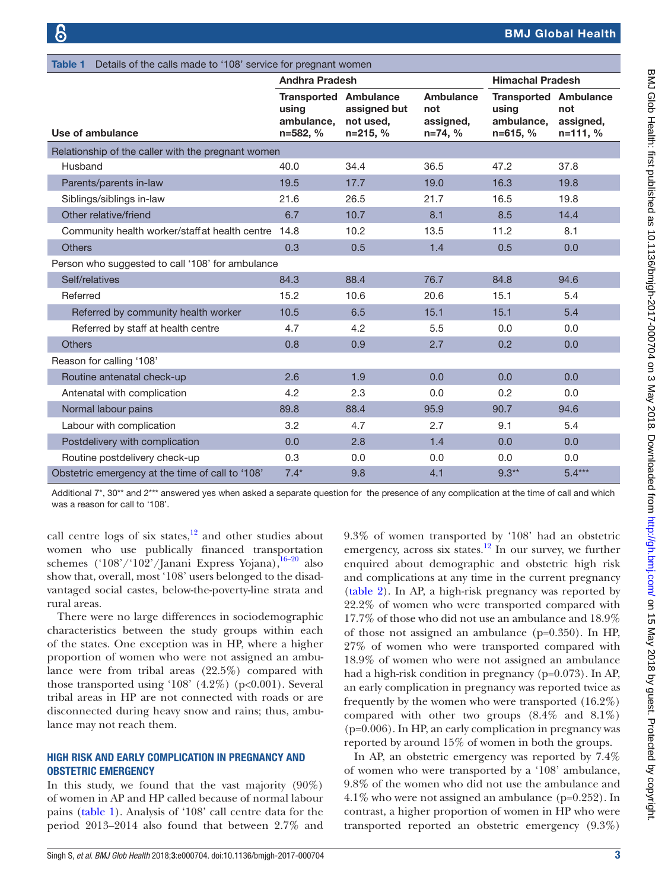**Table 1** Details of the calls made to '108' service for pregnant women

| | Andhra Pradesh | | | Himachal Pradesh | |
|---|---|---|---|---|---|
| Use of ambulance | Transported using ambulance, n=582, % | Ambulance assigned but not used, n=215, % | Ambulance not assigned, n=74, % | Transported using ambulance, n=615, % | Ambulance not assigned, n=111, % |
| **Relationship of the caller with the pregnant women** | | | | | |
| Husband | 40.0 | 34.4 | 36.5 | 47.2 | 37.8 |
| Parents/parents in-law | 19.5 | 17.7 | 19.0 | 16.3 | 19.8 |
| Siblings/siblings in-law | 21.6 | 26.5 | 21.7 | 16.5 | 19.8 |
| Other relative/friend | 6.7 | 10.7 | 8.1 | 8.5 | 14.4 |
| Community health worker/staff at health centre | 14.8 | 10.2 | 13.5 | 11.2 | 8.1 |
| Others | 0.3 | 0.5 | 1.4 | 0.5 | 0.0 |
| **Person who suggested to call '108' for ambulance** | | | | | |
| Self/relatives | 84.3 | 88.4 | 76.7 | 84.8 | 94.6 |
| Referred | 15.2 | 10.6 | 20.6 | 15.1 | 5.4 |
| Referred by community health worker | 10.5 | 6.5 | 15.1 | 15.1 | 5.4 |
| Referred by staff at health centre | 4.7 | 4.2 | 5.5 | 0.0 | 0.0 |
| Others | 0.8 | 0.9 | 2.7 | 0.2 | 0.0 |
| **Reason for calling '108'** | | | | | |
| Routine antenatal check-up | 2.6 | 1.9 | 0.0 | 0.0 | 0.0 |
| Antenatal with complication | 4.2 | 2.3 | 0.0 | 0.2 | 0.0 |
| Normal labour pains | 89.8 | 88.4 | 95.9 | 90.7 | 94.6 |
| Labour with complication | 3.2 | 4.7 | 2.7 | 9.1 | 5.4 |
| Postdelivery with complication | 0.0 | 2.8 | 1.4 | 0.0 | 0.0 |
| Routine postdelivery check-up | 0.3 | 0.0 | 0.0 | 0.0 | 0.0 |
| Obstetric emergency at the time of call to '108' | 7.4* | 9.8 | 4.1 | 9.3** | 5.4*** |

Additional 7*, 30** and 2*** answered yes when asked a separate question for the presence of any complication at the time of call and which was a reason for call to '108'.

call centre logs of six states,[12] and other studies about women who use publically financed transportation schemes ('108'/'102'/Janani Express Yojana),[16–20] also show that, overall, most '108' users belonged to the disadvantaged social castes, below-the-poverty-line strata and rural areas.

There were no large differences in sociodemographic characteristics between the study groups within each of the states. One exception was in HP, where a higher proportion of women who were not assigned an ambulance were from tribal areas (22.5%) compared with those transported using '108' (4.2%) (p<0.001). Several tribal areas in HP are not connected with roads or are disconnected during heavy snow and rains; thus, ambulance may not reach them.

## High risk and early complication in pregnancy and obstetric emergency

In this study, we found that the vast majority (90%) of women in AP and HP called because of normal labour pains (table 1). Analysis of '108' call centre data for the period 2013–2014 also found that between 2.7% and 9.3% of women transported by '108' had an obstetric emergency, across six states.[12] In our survey, we further enquired about demographic and obstetric high risk and complications at any time in the current pregnancy (table 2). In AP, a high-risk pregnancy was reported by 22.2% of women who were transported compared with 17.7% of those who did not use an ambulance and 18.9% of those not assigned an ambulance (p=0.350). In HP, 27% of women who were transported compared with 18.9% of women who were not assigned an ambulance had a high-risk condition in pregnancy (p=0.073). In AP, an early complication in pregnancy was reported twice as frequently by the women who were transported (16.2%) compared with other two groups (8.4% and 8.1%) (p=0.006). In HP, an early complication in pregnancy was reported by around 15% of women in both the groups.

In AP, an obstetric emergency was reported by 7.4% of women who were transported by a '108' ambulance, 9.8% of the women who did not use the ambulance and 4.1% who were not assigned an ambulance (p=0.252). In contrast, a higher proportion of women in HP who were transported reported an obstetric emergency (9.3%)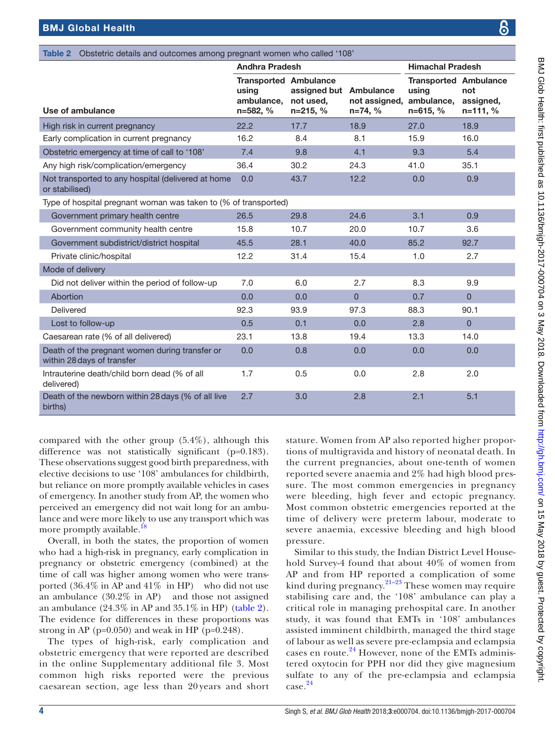**Table 2** Obstetric details and outcomes among pregnant women who called '108'

| Use of ambulance | Andhra Pradesh | | | Himachal Pradesh | |
|---|---|---|---|---|---|
| | Transported using ambulance, n=582, % | Ambulance assigned but not used, n=215, % | Ambulance not assigned, n=74, % | Transported using ambulance, n=615, % | Ambulance not assigned, n=111, % |
| High risk in current pregnancy | 22.2 | 17.7 | 18.9 | 27.0 | 18.9 |
| Early complication in current pregnancy | 16.2 | 8.4 | 8.1 | 15.9 | 16.0 |
| Obstetric emergency at time of call to '108' | 7.4 | 9.8 | 4.1 | 9.3 | 5.4 |
| Any high risk/complication/emergency | 36.4 | 30.2 | 24.3 | 41.0 | 35.1 |
| Not transported to any hospital (delivered at home or stabilised) | 0.0 | 43.7 | 12.2 | 0.0 | 0.9 |
| Type of hospital pregnant woman was taken to (% of transported) | | | | | |
| Government primary health centre | 26.5 | 29.8 | 24.6 | 3.1 | 0.9 |
| Government community health centre | 15.8 | 10.7 | 20.0 | 10.7 | 3.6 |
| Government subdistrict/district hospital | 45.5 | 28.1 | 40.0 | 85.2 | 92.7 |
| Private clinic/hospital | 12.2 | 31.4 | 15.4 | 1.0 | 2.7 |
| Mode of delivery | | | | | |
| Did not deliver within the period of follow-up | 7.0 | 6.0 | 2.7 | 8.3 | 9.9 |
| Abortion | 0.0 | 0.0 | 0 | 0.7 | 0 |
| Delivered | 92.3 | 93.9 | 97.3 | 88.3 | 90.1 |
| Lost to follow-up | 0.5 | 0.1 | 0.0 | 2.8 | 0 |
| Caesarean rate (% of all delivered) | 23.1 | 13.8 | 19.4 | 13.3 | 14.0 |
| Death of the pregnant women during transfer or within 28 days of transfer | 0.0 | 0.8 | 0.0 | 0.0 | 0.0 |
| Intrauterine death/child born dead (% of all delivered) | 1.7 | 0.5 | 0.0 | 2.8 | 2.0 |
| Death of the newborn within 28 days (% of all live births) | 2.7 | 3.0 | 2.8 | 2.1 | 5.1 |

compared with the other group (5.4%), although this difference was not statistically significant (p=0.183). These observations suggest good birth preparedness, with elective decisions to use '108' ambulances for childbirth, but reliance on more promptly available vehicles in cases of emergency. In another study from AP, the women who perceived an emergency did not wait long for an ambulance and were more likely to use any transport which was more promptly available.[18]

Overall, in both the states, the proportion of women who had a high-risk in pregnancy, early complication in pregnancy or obstetric emergency (combined) at the time of call was higher among women who were transported (36.4% in AP and 41% in HP) who did not use an ambulance (30.2% in AP) and those not assigned an ambulance (24.3% in AP and 35.1% in HP) (table 2). The evidence for differences in these proportions was strong in AP (p=0.050) and weak in HP (p=0.248).

The types of high-risk, early complication and obstetric emergency that were reported are described in the online Supplementary additional file 3. Most common high risks reported were the previous caesarean section, age less than 20 years and short stature. Women from AP also reported higher proportions of multigravida and history of neonatal death. In the current pregnancies, about one-tenth of women reported severe anaemia and 2% had high blood pressure. The most common emergencies in pregnancy were bleeding, high fever and ectopic pregnancy. Most common obstetric emergencies reported at the time of delivery were preterm labour, moderate to severe anaemia, excessive bleeding and high blood pressure.

Similar to this study, the Indian District Level Household Survey-4 found that about 40% of women from AP and from HP reported a complication of some kind during pregnancy.[21–23] These women may require stabilising care and, the '108' ambulance can play a critical role in managing prehospital care. In another study, it was found that EMTs in '108' ambulances assisted imminent childbirth, managed the third stage of labour as well as severe pre-eclampsia and eclampsia cases en route.[24] However, none of the EMTs administered oxytocin for PPH nor did they give magnesium sulfate to any of the pre-eclampsia and eclampsia case.[24]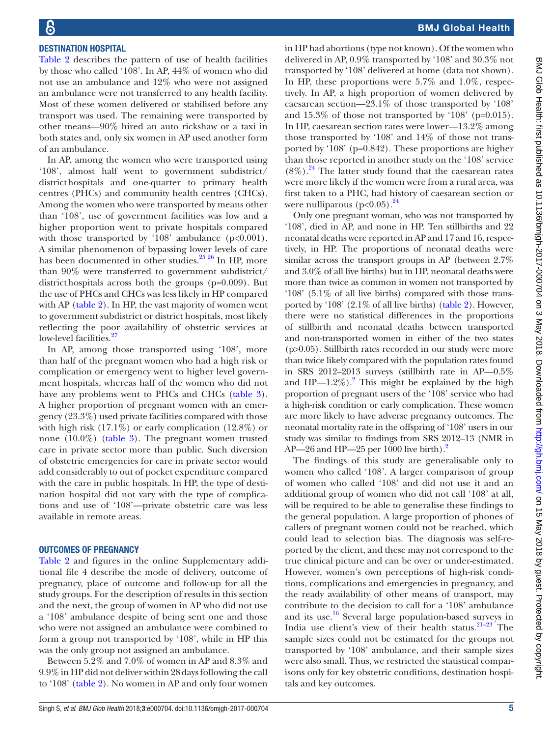## Destination hospital

Table 2 describes the pattern of use of health facilities by those who called '108'. In AP, 44% of women who did not use an ambulance and 12% who were not assigned an ambulance were not transferred to any health facility. Most of these women delivered or stabilised before any transport was used. The remaining were transported by other means—90% hired an auto rickshaw or a taxi in both states and, only six women in AP used another form of an ambulance.

In AP, among the women who were transported using '108', almost half went to government subdistrict/district hospitals and one-quarter to primary health centres (PHCs) and community health centres (CHCs). Among the women who were transported by means other than '108', use of government facilities was low and a higher proportion went to private hospitals compared with those transported by '108' ambulance (p<0.001). A similar phenomenon of bypassing lower levels of care has been documented in other studies.[25 26] In HP, more than 90% were transferred to government subdistrict/district hospitals across both the groups (p=0.009). But the use of PHCs and CHCs was less likely in HP compared with AP (table 2). In HP, the vast majority of women went to government subdistrict or district hospitals, most likely reflecting the poor availability of obstetric services at low-level facilities.[27]

In AP, among those transported using '108', more than half of the pregnant women who had a high risk or complication or emergency went to higher level government hospitals, whereas half of the women who did not have any problems went to PHCs and CHCs (table 3). A higher proportion of pregnant women with an emergency (23.3%) used private facilities compared with those with high risk (17.1%) or early complication (12.8%) or none (10.0%) (table 3). The pregnant women trusted care in private sector more than public. Such diversion of obstetric emergencies for care in private sector would add considerably to out of pocket expenditure compared with the care in public hospitals. In HP, the type of destination hospital did not vary with the type of complications and use of '108'—private obstetric care was less available in remote areas.

## Outcomes of pregnancy

Table 2 and figures in the online Supplementary additional file 4 describe the mode of delivery, outcome of pregnancy, place of outcome and follow-up for all the study groups. For the description of results in this section and the next, the group of women in AP who did not use a '108' ambulance despite of being sent one and those who were not assigned an ambulance were combined to form a group not transported by '108', while in HP this was the only group not assigned an ambulance.

Between 5.2% and 7.0% of women in AP and 8.3% and 9.9% in HP did not deliver within 28 days following the call to '108' (table 2). No women in AP and only four women in HP had abortions (type not known). Of the women who delivered in AP, 0.9% transported by '108' and 30.3% not transported by '108' delivered at home (data not shown). In HP, these proportions were 5.7% and 1.0%, respectively. In AP, a high proportion of women delivered by caesarean section—23.1% of those transported by '108' and 15.3% of those not transported by '108' (p=0.015). In HP, caesarean section rates were lower—13.2% among those transported by '108' and 14% of those not transported by '108' (p=0.842). These proportions are higher than those reported in another study on the '108' service (8%).[24] The latter study found that the caesarean rates were more likely if the women were from a rural area, was first taken to a PHC, had history of caesarean section or were nulliparous (p<0.05).[24]

Only one pregnant woman, who was not transported by '108', died in AP, and none in HP. Ten stillbirths and 22 neonatal deaths were reported in AP and 17 and 16, respectively, in HP. The proportions of neonatal deaths were similar across the transport groups in AP (between 2.7% and 3.0% of all live births) but in HP, neonatal deaths were more than twice as common in women not transported by '108' (5.1% of all live births) compared with those transported by '108' (2.1% of all live births) (table 2). However, there were no statistical differences in the proportions of stillbirth and neonatal deaths between transported and non-transported women in either of the two states (p>0.05). Stillbirth rates recorded in our study were more than twice likely compared with the population rates found in SRS 2012–2013 surveys (stillbirth rate in AP—0.5% and HP—1.2%).[2] This might be explained by the high proportion of pregnant users of the '108' service who had a high-risk condition or early complication. These women are more likely to have adverse pregnancy outcomes. The neonatal mortality rate in the offspring of '108' users in our study was similar to findings from SRS 2012–13 (NMR in AP—26 and HP—25 per 1000 live birth).[2]

The findings of this study are generalisable only to women who called '108'. A larger comparison of group of women who called '108' and did not use it and an additional group of women who did not call '108' at all, will be required to be able to generalise these findings to the general population. A large proportion of phones of callers of pregnant women could not be reached, which could lead to selection bias. The diagnosis was self-reported by the client, and these may not correspond to the true clinical picture and can be over or under-estimated. However, women's own perceptions of high-risk conditions, complications and emergencies in pregnancy, and the ready availability of other means of transport, may contribute to the decision to call for a '108' ambulance and its use.[16] Several large population-based surveys in India use client's view of their health status.[21–23] The sample sizes could not be estimated for the groups not transported by '108' ambulance, and their sample sizes were also small. Thus, we restricted the statistical comparisons only for key obstetric conditions, destination hospitals and key outcomes.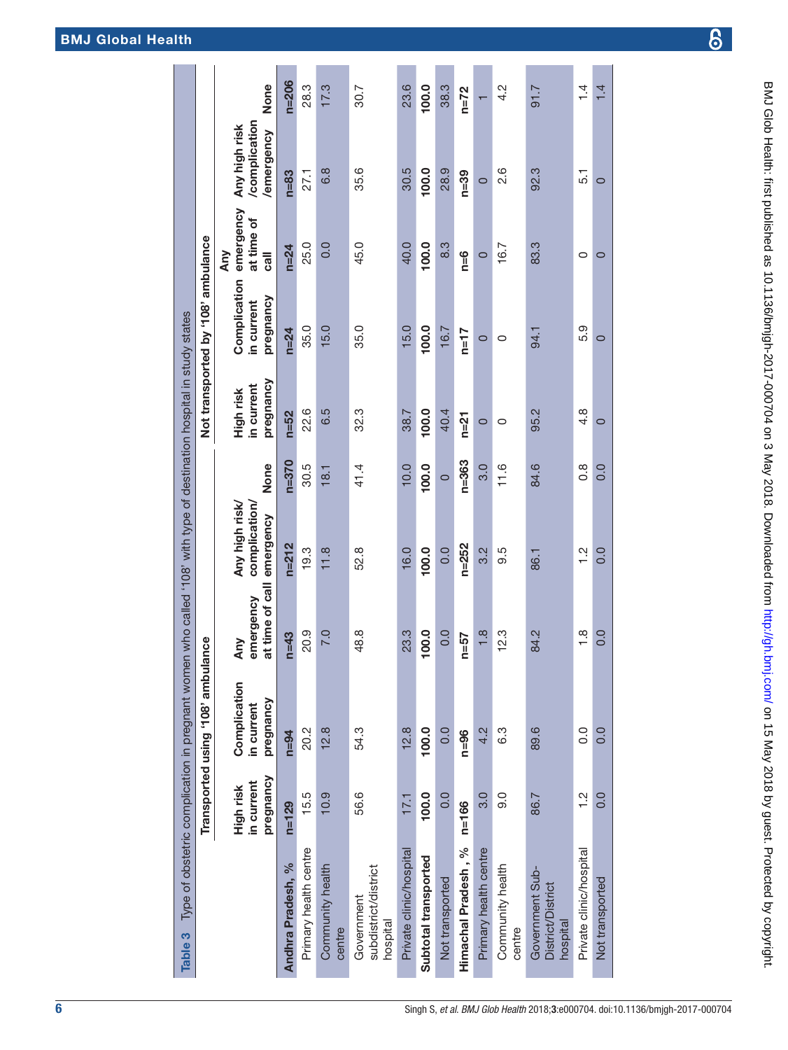**Table 3** Type of obstetric complication in pregnant women who called '108' with type of destination hospital in study states

| | Transported using '108' ambulance | | | | | Not transported by '108' ambulance | | | | |
|---|---|---|---|---|---|---|---|---|---|---|
| | High risk in current pregnancy | Complication in current pregnancy | Any emergency at time of call | Any high risk/complication/emergency | None | High risk in current pregnancy | Complication in current pregnancy | Any emergency at time of call | Any high risk/complication/emergency | None |
| **Andhra Pradesh, %** | **n=129** | **n=94** | **n=43** | **n=212** | **n=370** | **n=52** | **n=24** | **n=24** | **n=83** | **n=206** |
| Primary health centre | 15.5 | 20.2 | 20.9 | 19.3 | 30.5 | 22.6 | 35.0 | 25.0 | 27.1 | 28.3 |
| Community health centre | 10.9 | 12.8 | 7.0 | 11.8 | 18.1 | 6.5 | 15.0 | 0.0 | 6.8 | 17.3 |
| Government subdistrict/district hospital | 56.6 | 54.3 | 48.8 | 52.8 | 41.4 | 32.3 | 35.0 | 45.0 | 35.6 | 30.7 |
| Private clinic/hospital | 17.1 | 12.8 | 23.3 | 16.0 | 10.0 | 38.7 | 15.0 | 40.0 | 30.5 | 23.6 |
| **Subtotal transported** | **100.0** | **100.0** | **100.0** | **100.0** | **100.0** | **100.0** | **100.0** | **100.0** | **100.0** | **100.0** |
| Not transported | 0.0 | 0.0 | 0.0 | 0.0 | 0 | 40.4 | 16.7 | 8.3 | 28.9 | 38.3 |
| **Himachal Pradesh, %** | **n=166** | **n=96** | **n=57** | **n=252** | **n=363** | **n=21** | **n=17** | **n=6** | **n=39** | **n=72** |
| Primary health centre | 3.0 | 4.2 | 1.8 | 3.2 | 3.0 | 0 | 0 | 0 | 0 | 1 |
| Community health centre | 9.0 | 6.3 | 12.3 | 9.5 | 11.6 | 0 | 0 | 16.7 | 2.6 | 4.2 |
| Government Sub-District/District hospital | 86.7 | 89.6 | 84.2 | 86.1 | 84.6 | 95.2 | 94.1 | 83.3 | 92.3 | 91.7 |
| Private clinic/hospital | 1.2 | 0.0 | 1.8 | 1.2 | 0.8 | 4.8 | 5.9 | 0 | 5.1 | 1.4 |
| Not transported | 0.0 | 0.0 | 0.0 | 0.0 | 0.0 | 0 | 0 | 0 | 0 | 1.4 |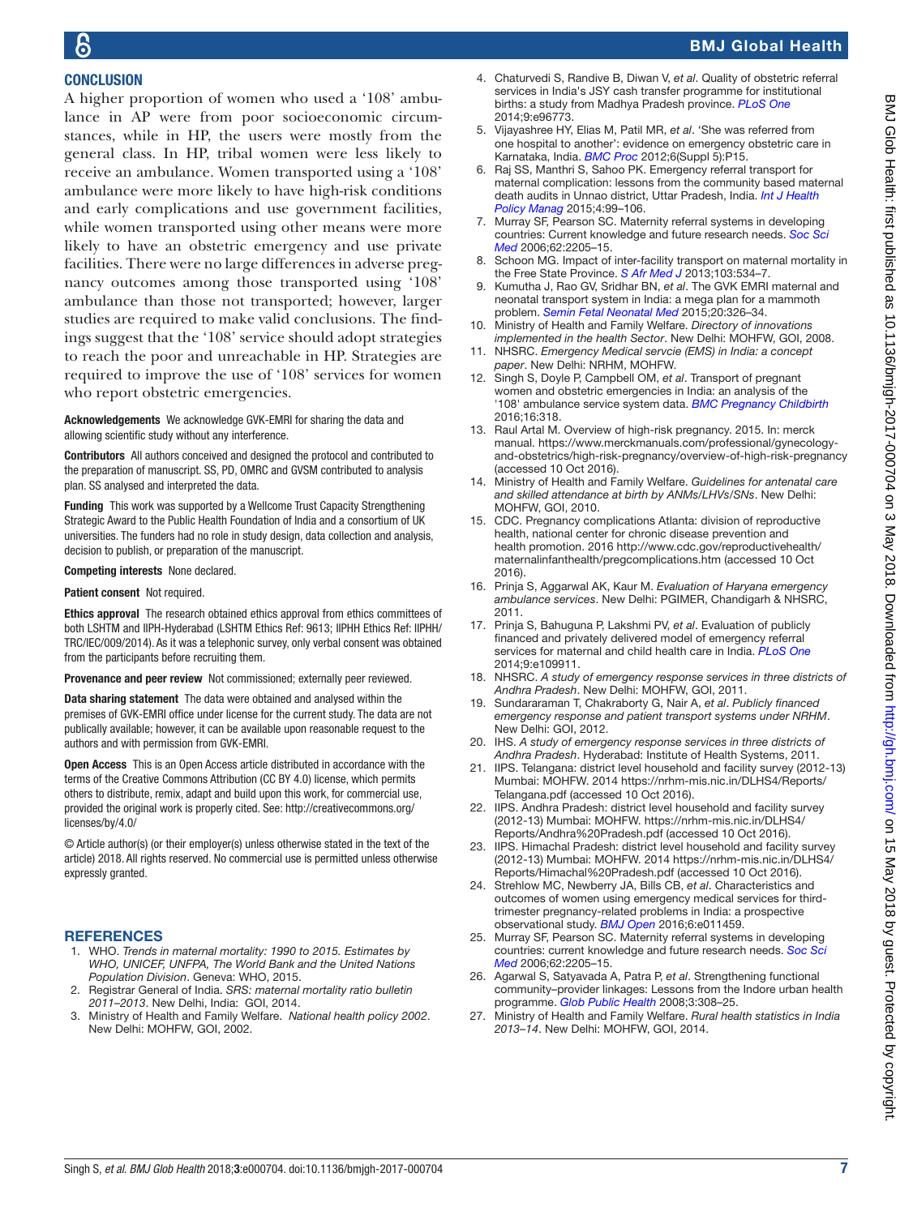## CONCLUSION

A higher proportion of women who used a '108' ambulance in AP were from poor socioeconomic circumstances, while in HP, the users were mostly from the general class. In HP, tribal women were less likely to receive an ambulance. Women transported using a '108' ambulance were more likely to have high-risk conditions and early complications and use government facilities, while women transported using other means were more likely to have an obstetric emergency and use private facilities. There were no large differences in adverse pregnancy outcomes among those transported using '108' ambulance than those not transported; however, larger studies are required to make valid conclusions. The findings suggest that the '108' service should adopt strategies to reach the poor and unreachable in HP. Strategies are required to improve the use of '108' services for women who report obstetric emergencies.

**Acknowledgements** We acknowledge GVK-EMRI for sharing the data and allowing scientific study without any interference.

**Contributors** All authors conceived and designed the protocol and contributed to the preparation of manuscript. SS, PD, OMRC and GVSM contributed to analysis plan. SS analysed and interpreted the data.

**Funding** This work was supported by a Wellcome Trust Capacity Strengthening Strategic Award to the Public Health Foundation of India and a consortium of UK universities. The funders had no role in study design, data collection and analysis, decision to publish, or preparation of the manuscript.

**Competing interests** None declared.

**Patient consent** Not required.

**Ethics approval** The research obtained ethics approval from ethics committees of both LSHTM and IIPH-Hyderabad (LSHTM Ethics Ref: 9613; IIPH Ethics Ref: IIPHH/TRC/IEC/009/2014). As it was a telephonic survey, only verbal consent was obtained from the participants before recruiting them.

**Provenance and peer review** Not commissioned; externally peer reviewed.

**Data sharing statement** The data were obtained and analysed within the premises of GVK-EMRI office under license for the current study. The data are not publically available; however, it can be available upon reasonable request to the authors and with permission from GVK-EMRI.

**Open Access** This is an Open Access article distributed in accordance with the terms of the Creative Commons Attribution (CC BY 4.0) license, which permits others to distribute, remix, adapt and build upon this work, for commercial use, provided the original work is properly cited. See: http://creativecommons.org/licenses/by/4.0/

© Article author(s) (or their employer(s) unless otherwise stated in the text of the article) 2018. All rights reserved. No commercial use is permitted unless otherwise expressly granted.

## REFERENCES

1. WHO. *Trends in maternal mortality: 1990 to 2015. Estimates by WHO, UNICEF, UNFPA, The World Bank and the United Nations Population Division*. Geneva: WHO, 2015.
2. Registrar General of India. *SRS: maternal mortality ratio bulletin 2011–2013*. New Delhi, India: GOI, 2014.
3. Ministry of Health and Family Welfare. *National health policy 2002*. New Delhi: MOHFW, GOI, 2002.
4. Chaturvedi S, Randive B, Diwan V, *et al*. Quality of obstetric referral services in India's JSY cash transfer programme for institutional births: a study from Madhya Pradesh province. *PLoS One* 2014;9:e96773.
5. Vijayashree HY, Elias M, Patil MR, *et al*. 'She was referred from one hospital to another': evidence on emergency obstetric care in Karnataka, India. *BMC Proc* 2012;6(Suppl 5):P15.
6. Raj SS, Manthri S, Sahoo PK. Emergency referral transport for maternal complication: lessons from the community based maternal death audits in Unnao district, Uttar Pradesh, India. *Int J Health Policy Manag* 2015;4:99–106.
7. Murray SF, Pearson SC. Maternity referral systems in developing countries: Current knowledge and future research needs. *Soc Sci Med* 2006;62:2205–15.
8. Schoon MG. Impact of inter-facility transport on maternal mortality in the Free State Province. *S Afr Med J* 2013;103:534–7.
9. Kumutha J, Rao GV, Sridhar BN, *et al*. The GVK EMRI maternal and neonatal transport system in India: a mega plan for a mammoth problem. *Semin Fetal Neonatal Med* 2015;20:326–34.
10. Ministry of Health and Family Welfare. *Directory of innovations implemented in the health Sector*. New Delhi: MOHFW, GOI, 2008.
11. NHSRC. *Emergency Medical servcie (EMS) in India: a concept paper*. New Delhi: NRHM, MOHFW.
12. Singh S, Doyle P, Campbell OM, *et al*. Transport of pregnant women and obstetric emergencies in India: an analysis of the '108' ambulance service system data. *BMC Pregnancy Childbirth* 2016;16:318.
13. Raul Artal M. Overview of high-risk pregnancy. 2015. In: merck manual. https://www.merckmanuals.com/professional/gynecology-and-obstetrics/high-risk-pregnancy/overview-of-high-risk-pregnancy (accessed 10 Oct 2016).
14. Ministry of Health and Family Welfare. *Guidelines for antenatal care and skilled attendance at birth by ANMs/LHVs/SNs*. New Delhi: MOHFW, GOI, 2010.
15. CDC. Pregnancy complications Atlanta: division of reproductive health, national center for chronic disease prevention and health promotion. 2016 http://www.cdc.gov/reproductivehealth/maternalinfanthealth/pregcomplications.htm (accessed 10 Oct 2016).
16. Prinja S, Aggarwal AK, Kaur M. *Evaluation of Haryana emergency ambulance services*. New Delhi: PGIMER, Chandigarh & NHSRC, 2011.
17. Prinja S, Bahuguna P, Lakshmi PV, *et al*. Evaluation of publicly financed and privately delivered model of emergency referral services for maternal and child health care in India. *PLoS One* 2014;9:e109911.
18. NHSRC. *A study of emergency response services in three districts of Andhra Pradesh*. New Delhi: MOHFW, GOI, 2011.
19. Sundararaman T, Chakraborty G, Nair A, *et al*. *Publicly financed emergency response and patient transport systems under NRHM*. New Delhi: GOI, 2012.
20. IHS. *A study of emergency response services in three districts of Andhra Pradesh*. Hyderabad: Institute of Health Systems, 2011.
21. IIPS. Telangana: district level household and facility survey (2012-13) Mumbai: MOHFW. 2014 https://nrhm-mis.nic.in/DLHS4/Reports/Telangana.pdf (accessed 10 Oct 2016).
22. IIPS. Andhra Pradesh: district level household and facility survey (2012-13) Mumbai: MOHFW. https://nrhm-mis.nic.in/DLHS4/Reports/Andhra%20Pradesh.pdf (accessed 10 Oct 2016).
23. IIPS. Himachal Pradesh: district level household and facility survey (2012-13) Mumbai: MOHFW. 2014 https://nrhm-mis.nic.in/DLHS4/Reports/Himachal%20Pradesh.pdf (accessed 10 Oct 2016).
24. Strehlow MC, Newberry JA, Bills CB, *et al*. Characteristics and outcomes of women using emergency medical services for third-trimester pregnancy-related problems in India: a prospective observational study. *BMJ Open* 2016;6:e011459.
25. Murray SF, Pearson SC. Maternity referral systems in developing countries: current knowledge and future research needs. *Soc Sci Med* 2006;62:2205–15.
26. Agarwal S, Satyavada A, Patra P, *et al*. Strengthening functional community–provider linkages: Lessons from the Indore urban health programme. *Glob Public Health* 2008;3:308–25.
27. Ministry of Health and Family Welfare. *Rural health statistics in India 2013–14*. New Delhi: MOHFW, GOI, 2014.